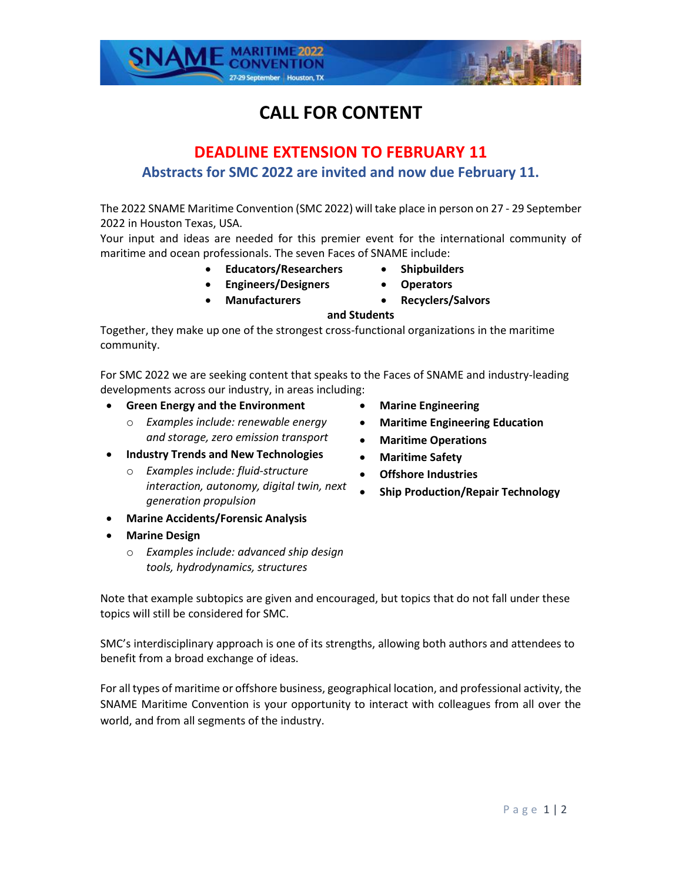# CALL FOR CONTENT

## DEADLINE EXTENSION TO FEBRUARY 11

### Abstracts for SMC 2022 are invited and now due February 11.

The 2022 SNAME Maritime Convention (SMC 2022) will take place in person on 27 - 29 September 2022 in Houston Texas, USA.

Your input and ideas are needed for this premier event for the international community of maritime and ocean professionals. The seven Faces of SNAME include:

- **Educators/Researchers**
- **Engineers/Designers**
- **Manufacturers**
- **Shipbuilders**
- **Operators**
- **Recyclers/Salvors**

**and Students**

Together, they make up one of the strongest cross-functional organizations in the maritime community.

For SMC 2022 we are seeking content that speaks to the Faces of SNAME and industry-leading developments across our industry, in areas including:

- **Green Energy and the Environment**
  - *Examples include: renewable energy and storage, zero emission transport*
- **Industry Trends and New Technologies**
  - *Examples include: fluid-structure interaction, autonomy, digital twin, next generation propulsion*
- **Marine Accidents/Forensic Analysis**
- **Marine Design**
  - *Examples include: advanced ship design tools, hydrodynamics, structures*
- **Marine Engineering**
- **Maritime Engineering Education**
- **Maritime Operations**
- **Maritime Safety**
- **Offshore Industries**
- **Ship Production/Repair Technology**

Note that example subtopics are given and encouraged, but topics that do not fall under these topics will still be considered for SMC.

SMC's interdisciplinary approach is one of its strengths, allowing both authors and attendees to benefit from a broad exchange of ideas.

For all types of maritime or offshore business, geographical location, and professional activity, the SNAME Maritime Convention is your opportunity to interact with colleagues from all over the world, and from all segments of the industry.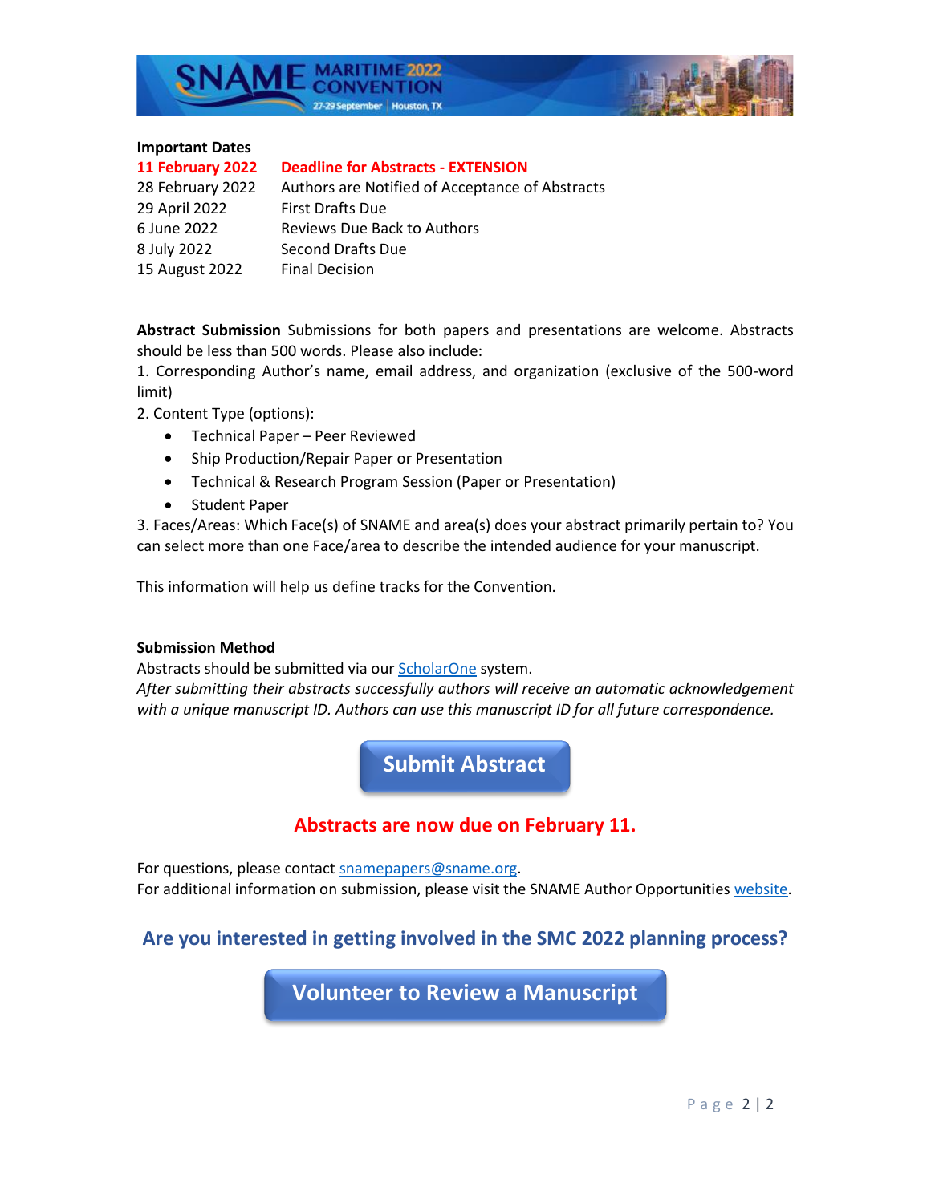**Important Dates**

| | |
|---|---|
| **11 February 2022** | **Deadline for Abstracts - EXTENSION** |
| 28 February 2022 | Authors are Notified of Acceptance of Abstracts |
| 29 April 2022 | First Drafts Due |
| 6 June 2022 | Reviews Due Back to Authors |
| 8 July 2022 | Second Drafts Due |
| 15 August 2022 | Final Decision |

**Abstract Submission** Submissions for both papers and presentations are welcome. Abstracts should be less than 500 words. Please also include:

1. Corresponding Author's name, email address, and organization (exclusive of the 500-word limit)
2. Content Type (options):
   - Technical Paper – Peer Reviewed
   - Ship Production/Repair Paper or Presentation
   - Technical & Research Program Session (Paper or Presentation)
   - Student Paper
3. Faces/Areas: Which Face(s) of SNAME and area(s) does your abstract primarily pertain to? You can select more than one Face/area to describe the intended audience for your manuscript.

This information will help us define tracks for the Convention.

**Submission Method**

Abstracts should be submitted via our ScholarOne system.

*After submitting their abstracts successfully authors will receive an automatic acknowledgement with a unique manuscript ID. Authors can use this manuscript ID for all future correspondence.*

**Submit Abstract**

**Abstracts are now due on February 11.**

For questions, please contact snamepapers@sname.org.
For additional information on submission, please visit the SNAME Author Opportunities website.

## Are you interested in getting involved in the SMC 2022 planning process?

**Volunteer to Review a Manuscript**